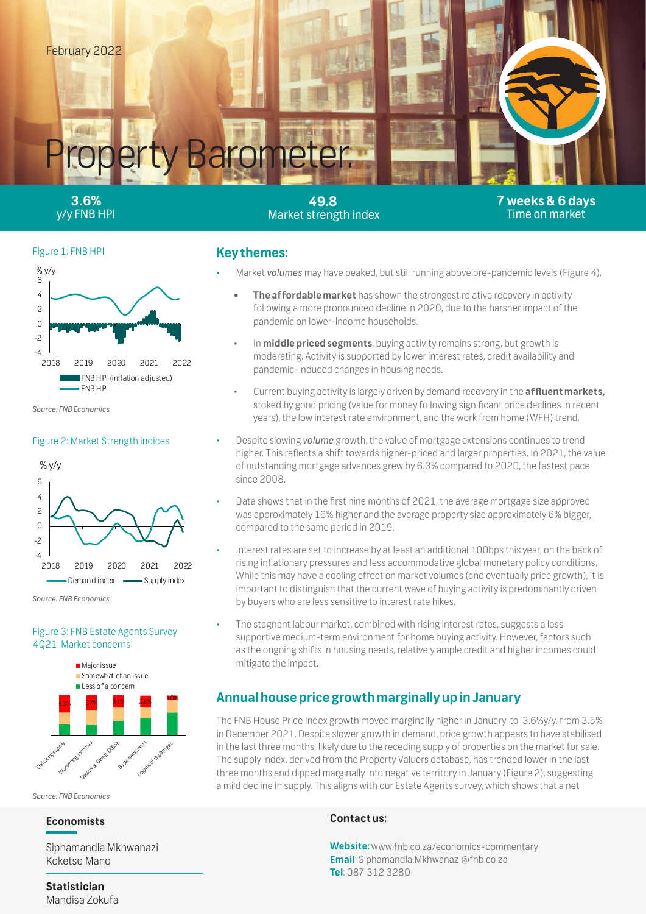February 2022

# Property Barometer

**3.6%** y/y FNB HPI

**49.8** Market strength index

**7 weeks & 6 days** Time on market

Figure 1: FNB HPI

Source: FNB Economics

Figure 2: Market Strength indices

Source: FNB Economics

Figure 3: FNB Estate Agents Survey 4Q21: Market concerns

Source: FNB Economics

## Key themes:

- Market *volumes* may have peaked, but still running above pre-pandemic levels (Figure 4).
  - **The affordable market** has shown the strongest relative recovery in activity following a more pronounced decline in 2020, due to the harsher impact of the pandemic on lower-income households.
  - In **middle priced segments**, buying activity remains strong, but growth is moderating. Activity is supported by lower interest rates, credit availability and pandemic-induced changes in housing needs.
  - Current buying activity is largely driven by demand recovery in the **affluent markets,** stoked by good pricing (value for money following significant price declines in recent years), the low interest rate environment, and the work from home (WFH) trend.
- Despite slowing ***volume*** growth, the value of mortgage extensions continues to trend higher. This reflects a shift towards higher-priced and larger properties. In 2021, the value of outstanding mortgage advances grew by 6.3% compared to 2020, the fastest pace since 2008.
- Data shows that in the first nine months of 2021, the average mortgage size approved was approximately 16% higher and the average property size approximately 6% bigger, compared to the same period in 2019.
- Interest rates are set to increase by at least an additional 100bps this year, on the back of rising inflationary pressures and less accommodative global monetary policy conditions. While this may have a cooling effect on market volumes (and eventually price growth), it is important to distinguish that the current wave of buying activity is predominantly driven by buyers who are less sensitive to interest rate hikes.
- The stagnant labour market, combined with rising interest rates, suggests a less supportive medium-term environment for home buying activity. However, factors such as the ongoing shifts in housing needs, relatively ample credit and higher incomes could mitigate the impact.

## Annual house price growth marginally up in January

The FNB House Price Index growth moved marginally higher in January, to 3.6%y/y, from 3.5% in December 2021. Despite slower growth in demand, price growth appears to have stabilised in the last three months, likely due to the receding supply of properties on the market for sale. The supply index, derived from the Property Valuers database, has trended lower in the last three months and dipped marginally into negative territory in January (Figure 2), suggesting a mild decline in supply. This aligns with our Estate Agents survey, which shows that a net

**Economists**

Siphamandla Mkhwanazi
Koketso Mano

**Statistician**
Mandisa Zokufa

**Contact us:**

**Website:** www.fnb.co.za/economics-commentary
**Email**: Siphamandla.Mkhwanazi@fnb.co.za
**Tel**: 087 312 3280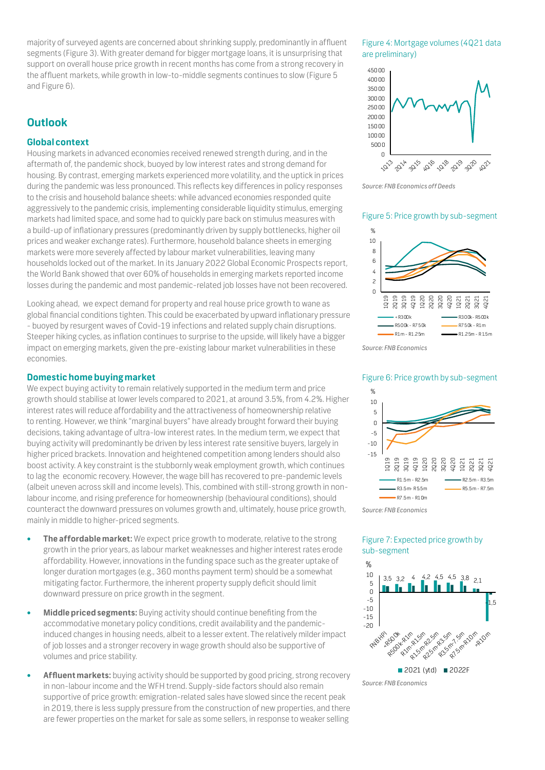majority of surveyed agents are concerned about shrinking supply, predominantly in affluent segments (Figure 3). With greater demand for bigger mortgage loans, it is unsurprising that support on overall house price growth in recent months has come from a strong recovery in the affluent markets, while growth in low-to-middle segments continues to slow (Figure 5 and Figure 6).

## Outlook

### Global context

Housing markets in advanced economies received renewed strength during, and in the aftermath of, the pandemic shock, buoyed by low interest rates and strong demand for housing. By contrast, emerging markets experienced more volatility, and the uptick in prices during the pandemic was less pronounced. This reflects key differences in policy responses to the crisis and household balance sheets: while advanced economies responded quite aggressively to the pandemic crisis, implementing considerable liquidity stimulus, emerging markets had limited space, and some had to quickly pare back on stimulus measures with a build-up of inflationary pressures (predominantly driven by supply bottlenecks, higher oil prices and weaker exchange rates). Furthermore, household balance sheets in emerging markets were more severely affected by labour market vulnerabilities, leaving many households locked out of the market. In its January 2022 Global Economic Prospects report, the World Bank showed that over 60% of households in emerging markets reported income losses during the pandemic and most pandemic-related job losses have not been recovered.

Looking ahead, we expect demand for property and real house price growth to wane as global financial conditions tighten. This could be exacerbated by upward inflationary pressure - buoyed by resurgent waves of Covid-19 infections and related supply chain disruptions. Steeper hiking cycles, as inflation continues to surprise to the upside, will likely have a bigger impact on emerging markets, given the pre-existing labour market vulnerabilities in these economies.

### Domestic home buying market

We expect buying activity to remain relatively supported in the medium term and price growth should stabilise at lower levels compared to 2021, at around 3.5%, from 4.2%. Higher interest rates will reduce affordability and the attractiveness of homeownership relative to renting. However, we think "marginal buyers" have already brought forward their buying decisions, taking advantage of ultra-low interest rates. In the medium term, we expect that buying activity will predominantly be driven by less interest rate sensitive buyers, largely in higher priced brackets. Innovation and heightened competition among lenders should also boost activity. A key constraint is the stubbornly weak employment growth, which continues to lag the economic recovery. However, the wage bill has recovered to pre-pandemic levels (albeit uneven across skill and income levels). This, combined with still-strong growth in non-labour income, and rising preference for homeownership (behavioural conditions), should counteract the downward pressures on volumes growth and, ultimately, house price growth, mainly in middle to higher-priced segments.

- **The affordable market:** We expect price growth to moderate, relative to the strong growth in the prior years, as labour market weaknesses and higher interest rates erode affordability. However, innovations in the funding space such as the greater uptake of longer duration mortgages (e.g., 360 months payment term) should be a somewhat mitigating factor. Furthermore, the inherent property supply deficit should limit downward pressure on price growth in the segment.
- **Middle priced segments:** Buying activity should continue benefiting from the accommodative monetary policy conditions, credit availability and the pandemic-induced changes in housing needs, albeit to a lesser extent. The relatively milder impact of job losses and a stronger recovery in wage growth should also be supportive of volumes and price stability.
- **Affluent markets:** buying activity should be supported by good pricing, strong recovery in non-labour income and the WFH trend. Supply-side factors should also remain supportive of price growth: emigration-related sales have slowed since the recent peak in 2019, there is less supply pressure from the construction of new properties, and there are fewer properties on the market for sale as some sellers, in response to weaker selling

Figure 4: Mortgage volumes (4Q21 data are preliminary)

*Source: FNB Economics off Deeds*

Figure 5: Price growth by sub-segment

*Source: FNB Economics*

Figure 6: Price growth by sub-segment

*Source: FNB Economics*

Figure 7: Expected price growth by sub-segment

*Source: FNB Economics*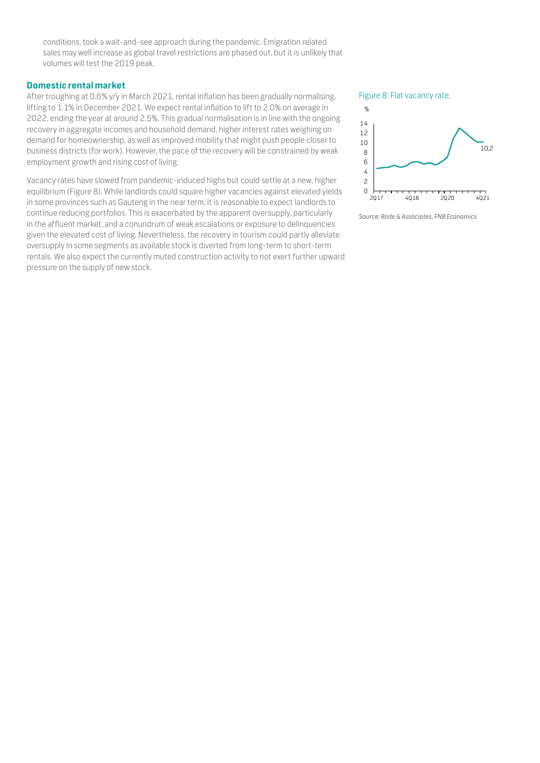conditions, took a wait-and-see approach during the pandemic. Emigration related sales may well increase as global travel restrictions are phased out, but it is unlikely that volumes will test the 2019 peak.

### Domestic rental market

After troughing at 0.6% y/y in March 2021, rental inflation has been gradually normalising, lifting to 1.1% in December 2021. We expect rental inflation to lift to 2.0% on average in 2022, ending the year at around 2.5%. This gradual normalisation is in line with the ongoing recovery in aggregate incomes and household demand, higher interest rates weighing on demand for homeownership, as well as improved mobility that might push people closer to business districts (for work). However, the pace of the recovery will be constrained by weak employment growth and rising cost of living.

Vacancy rates have slowed from pandemic-induced highs but could settle at a new, higher equilibrium (Figure 8). While landlords could square higher vacancies against elevated yields in some provinces such as Gauteng in the near term, it is reasonable to expect landlords to continue reducing portfolios. This is exacerbated by the apparent oversupply, particularly in the affluent market, and a conundrum of weak escalations or exposure to delinquencies given the elevated cost of living. Nevertheless, the recovery in tourism could partly alleviate oversupply in some segments as available stock is diverted from long-term to short-term rentals. We also expect the currently muted construction activity to not exert further upward pressure on the supply of new stock.

Figure 8: Flat vacancy rate,

*Source: Rode & Associates, FNB Economics*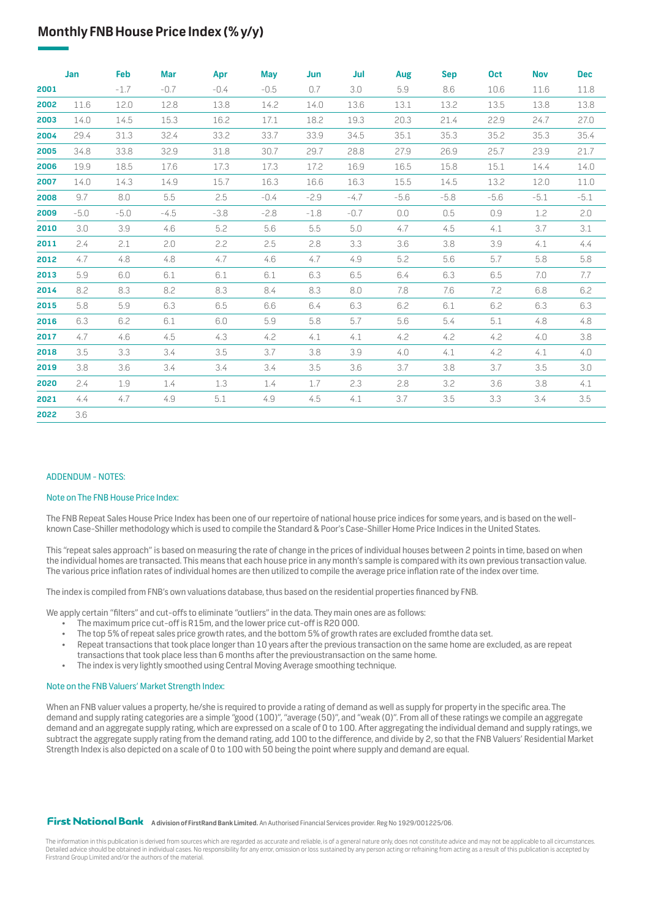## Monthly FNB House Price Index (% y/y)

| | Jan | Feb | Mar | Apr | May | Jun | Jul | Aug | Sep | Oct | Nov | Dec |
|---|---|---|---|---|---|---|---|---|---|---|---|---|
| **2001** | | -1.7 | -0.7 | -0.4 | -0.5 | 0.7 | 3.0 | 5.9 | 8.6 | 10.6 | 11.6 | 11.8 |
| **2002** | 11.6 | 12.0 | 12.8 | 13.8 | 14.2 | 14.0 | 13.6 | 13.1 | 13.2 | 13.5 | 13.8 | 13.8 |
| **2003** | 14.0 | 14.5 | 15.3 | 16.2 | 17.1 | 18.2 | 19.3 | 20.3 | 21.4 | 22.9 | 24.7 | 27.0 |
| **2004** | 29.4 | 31.3 | 32.4 | 33.2 | 33.7 | 33.9 | 34.5 | 35.1 | 35.3 | 35.2 | 35.3 | 35.4 |
| **2005** | 34.8 | 33.8 | 32.9 | 31.8 | 30.7 | 29.7 | 28.8 | 27.9 | 26.9 | 25.7 | 23.9 | 21.7 |
| **2006** | 19.9 | 18.5 | 17.6 | 17.3 | 17.3 | 17.2 | 16.9 | 16.5 | 15.8 | 15.1 | 14.4 | 14.0 |
| **2007** | 14.0 | 14.3 | 14.9 | 15.7 | 16.3 | 16.6 | 16.3 | 15.5 | 14.5 | 13.2 | 12.0 | 11.0 |
| **2008** | 9.7 | 8.0 | 5.5 | 2.5 | -0.4 | -2.9 | -4.7 | -5.6 | -5.8 | -5.6 | -5.1 | -5.1 |
| **2009** | -5.0 | -5.0 | -4.5 | -3.8 | -2.8 | -1.8 | -0.7 | 0.0 | 0.5 | 0.9 | 1.2 | 2.0 |
| **2010** | 3.0 | 3.9 | 4.6 | 5.2 | 5.6 | 5.5 | 5.0 | 4.7 | 4.5 | 4.1 | 3.7 | 3.1 |
| **2011** | 2.4 | 2.1 | 2.0 | 2.2 | 2.5 | 2.8 | 3.3 | 3.6 | 3.8 | 3.9 | 4.1 | 4.4 |
| **2012** | 4.7 | 4.8 | 4.8 | 4.7 | 4.6 | 4.7 | 4.9 | 5.2 | 5.6 | 5.7 | 5.8 | 5.8 |
| **2013** | 5.9 | 6.0 | 6.1 | 6.1 | 6.1 | 6.3 | 6.5 | 6.4 | 6.3 | 6.5 | 7.0 | 7.7 |
| **2014** | 8.2 | 8.3 | 8.2 | 8.3 | 8.4 | 8.3 | 8.0 | 7.8 | 7.6 | 7.2 | 6.8 | 6.2 |
| **2015** | 5.8 | 5.9 | 6.3 | 6.5 | 6.6 | 6.4 | 6.3 | 6.2 | 6.1 | 6.2 | 6.3 | 6.3 |
| **2016** | 6.3 | 6.2 | 6.1 | 6.0 | 5.9 | 5.8 | 5.7 | 5.6 | 5.4 | 5.1 | 4.8 | 4.8 |
| **2017** | 4.7 | 4.6 | 4.5 | 4.3 | 4.2 | 4.1 | 4.1 | 4.2 | 4.2 | 4.2 | 4.0 | 3.8 |
| **2018** | 3.5 | 3.3 | 3.4 | 3.5 | 3.7 | 3.8 | 3.9 | 4.0 | 4.1 | 4.2 | 4.1 | 4.0 |
| **2019** | 3.8 | 3.6 | 3.4 | 3.4 | 3.4 | 3.5 | 3.6 | 3.7 | 3.8 | 3.7 | 3.5 | 3.0 |
| **2020** | 2.4 | 1.9 | 1.4 | 1.3 | 1.4 | 1.7 | 2.3 | 2.8 | 3.2 | 3.6 | 3.8 | 4.1 |
| **2021** | 4.4 | 4.7 | 4.9 | 5.1 | 4.9 | 4.5 | 4.1 | 3.7 | 3.5 | 3.3 | 3.4 | 3.5 |
| **2022** | 3.6 | | | | | | | | | | | |

ADDENDUM – NOTES:

Note on The FNB House Price Index:

The FNB Repeat Sales House Price Index has been one of our repertoire of national house price indices for some years, and is based on the well-known Case-Shiller methodology which is used to compile the Standard & Poor's Case-Shiller Home Price Indices in the United States.

This "repeat sales approach" is based on measuring the rate of change in the prices of individual houses between 2 points in time, based on when the individual homes are transacted. This means that each house price in any month's sample is compared with its own previous transaction value. The various price inflation rates of individual homes are then utilized to compile the average price inflation rate of the index over time.

The index is compiled from FNB's own valuations database, thus based on the residential properties financed by FNB.

We apply certain "filters" and cut-offs to eliminate "outliers" in the data. They main ones are as follows:

- The maximum price cut-off is R15m, and the lower price cut-off is R20 000.
- The top 5% of repeat sales price growth rates, and the bottom 5% of growth rates are excluded fromthe data set.
- Repeat transactions that took place longer than 10 years after the previous transaction on the same home are excluded, as are repeat transactions that took place less than 6 months after the previoustransaction on the same home.
- The index is very lightly smoothed using Central Moving Average smoothing technique.

Note on the FNB Valuers' Market Strength Index:

When an FNB valuer values a property, he/she is required to provide a rating of demand as well as supply for property in the specific area. The demand and supply rating categories are a simple "good (100)", "average (50)", and "weak (0)". From all of these ratings we compile an aggregate demand and an aggregate supply rating, which are expressed on a scale of 0 to 100. After aggregating the individual demand and supply ratings, we subtract the aggregate supply rating from the demand rating, add 100 to the difference, and divide by 2, so that the FNB Valuers' Residential Market Strength Index is also depicted on a scale of 0 to 100 with 50 being the point where supply and demand are equal.

**First National Bank** **A division of FirstRand Bank Limited.** An Authorised Financial Services provider. Reg No 1929/001225/06.

The information in this publication is derived from sources which are regarded as accurate and reliable, is of a general nature only, does not constitute advice and may not be applicable to all circumstances. Detailed advice should be obtained in individual cases. No responsibility for any error, omission or loss sustained by any person acting or refraining from acting as a result of this publication is accepted by Firstrand Group Limited and/or the authors of the material.